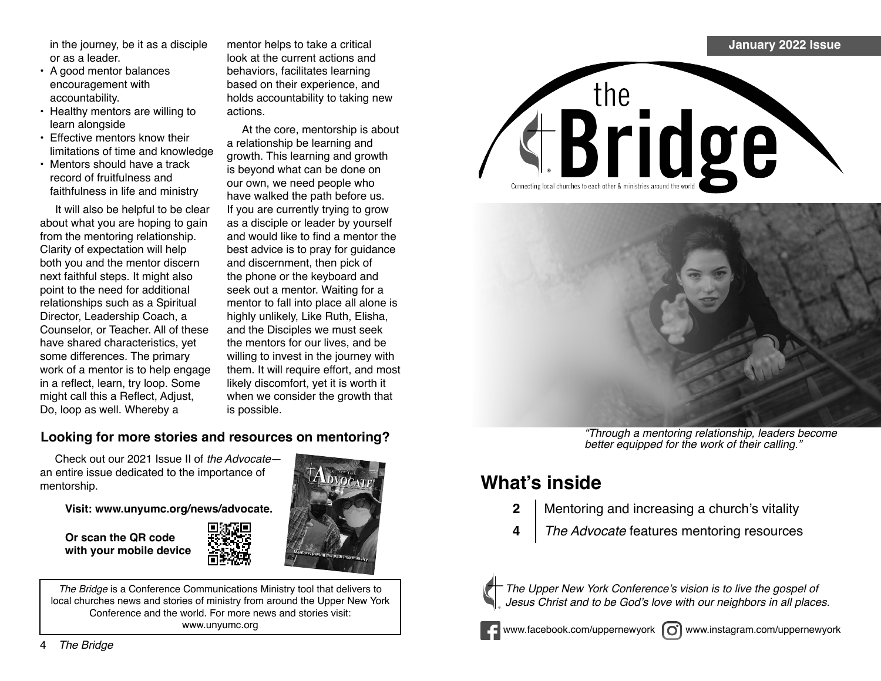in the journey, be it as a disciple or as a leader.

- A good mentor balances encouragement with accountability.
- Healthy mentors are willing to learn alongside
- Effective mentors know their limitations of time and knowledge
- Mentors should have a track record of fruitfulness and faithfulness in life and ministry

It will also be helpful to be clear about what you are hoping to gain from the mentoring relationship. Clarity of expectation will help both you and the mentor discern next faithful steps. It might also point to the need for additional relationships such as a Spiritual Director, Leadership Coach, a Counselor, or Teacher. All of these have shared characteristics, yet some differences. The primary work of a mentor is to help engage in a reflect, learn, try loop. Some might call this a Reflect, Adjust, Do, loop as well. Whereby a mentor helps to take a critical look at the current actions and behaviors, facilitates learning based on their experience, and holds accountability to taking new actions.

At the core, mentorship is about a relationship be learning and growth. This learning and growth is beyond what can be done on our own, we need people who have walked the path before us. If you are currently trying to grow as a disciple or leader by yourself and would like to find a mentor the best advice is to pray for guidance and discernment, then pick of the phone or the keyboard and seek out a mentor. Waiting for a mentor to fall into place all alone is highly unlikely, Like Ruth, Elisha, and the Disciples we must seek the mentors for our lives, and be willing to invest in the journey with them. It will require effort, and most likely discomfort, yet it is worth it when we consider the growth that is possible.

## Looking for more stories and resources on mentoring?

Check out our 2021 Issue II of *the Advocate*—an entire issue dedicated to the importance of mentorship.

**Visit: www.unyumc.org/news/advocate.**

**Or scan the QR code with your mobile device**

*The Bridge* is a Conference Communications Ministry tool that delivers to local churches news and stories of ministry from around the Upper New York Conference and the world. For more news and stories visit: www.unyumc.org

**January 2022 Issue**

# the Bridge

Connecting local churches to each other & ministries around the world

*"Through a mentoring relationship, leaders become better equipped for the work of their calling."*

## What's inside

| | |
|---|---|
| **2** | Mentoring and increasing a church's vitality |
| **4** | *The Advocate* features mentoring resources |

*The Upper New York Conference's vision is to live the gospel of Jesus Christ and to be God's love with our neighbors in all places.*

www.facebook.com/uppernewyork www.instagram.com/uppernewyork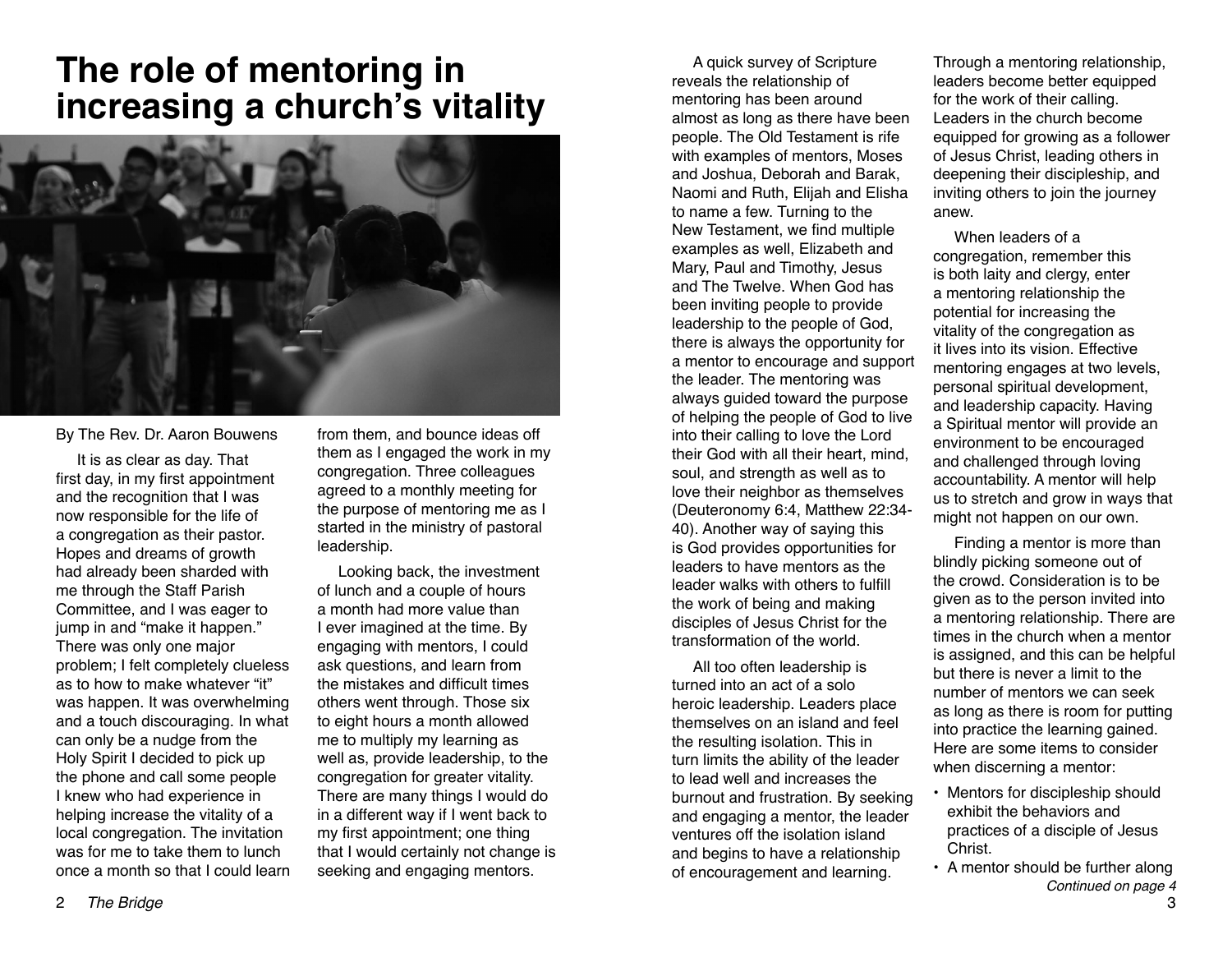# The role of mentoring in increasing a church's vitality

By The Rev. Dr. Aaron Bouwens

It is as clear as day. That first day, in my first appointment and the recognition that I was now responsible for the life of a congregation as their pastor. Hopes and dreams of growth had already been sharded with me through the Staff Parish Committee, and I was eager to jump in and "make it happen." There was only one major problem; I felt completely clueless as to how to make whatever "it" was happen. It was overwhelming and a touch discouraging. In what can only be a nudge from the Holy Spirit I decided to pick up the phone and call some people I knew who had experience in helping increase the vitality of a local congregation. The invitation was for me to take them to lunch once a month so that I could learn from them, and bounce ideas off them as I engaged the work in my congregation. Three colleagues agreed to a monthly meeting for the purpose of mentoring me as I started in the ministry of pastoral leadership.

Looking back, the investment of lunch and a couple of hours a month had more value than I ever imagined at the time. By engaging with mentors, I could ask questions, and learn from the mistakes and difficult times others went through. Those six to eight hours a month allowed me to multiply my learning as well as, provide leadership, to the congregation for greater vitality. There are many things I would do in a different way if I went back to my first appointment; one thing that I would certainly not change is seeking and engaging mentors.

A quick survey of Scripture reveals the relationship of mentoring has been around almost as long as there have been people. The Old Testament is rife with examples of mentors, Moses and Joshua, Deborah and Barak, Naomi and Ruth, Elijah and Elisha to name a few. Turning to the New Testament, we find multiple examples as well, Elizabeth and Mary, Paul and Timothy, Jesus and The Twelve. When God has been inviting people to provide leadership to the people of God, there is always the opportunity for a mentor to encourage and support the leader. The mentoring was always guided toward the purpose of helping the people of God to live into their calling to love the Lord their God with all their heart, mind, soul, and strength as well as to love their neighbor as themselves (Deuteronomy 6:4, Matthew 22:34-40). Another way of saying this is God provides opportunities for leaders to have mentors as the leader walks with others to fulfill the work of being and making disciples of Jesus Christ for the transformation of the world.

All too often leadership is turned into an act of a solo heroic leadership. Leaders place themselves on an island and feel the resulting isolation. This in turn limits the ability of the leader to lead well and increases the burnout and frustration. By seeking and engaging a mentor, the leader ventures off the isolation island and begins to have a relationship of encouragement and learning. Through a mentoring relationship, leaders become better equipped for the work of their calling. Leaders in the church become equipped for growing as a follower of Jesus Christ, leading others in deepening their discipleship, and inviting others to join the journey anew.

When leaders of a congregation, remember this is both laity and clergy, enter a mentoring relationship the potential for increasing the vitality of the congregation as it lives into its vision. Effective mentoring engages at two levels, personal spiritual development, and leadership capacity. Having a Spiritual mentor will provide an environment to be encouraged and challenged through loving accountability. A mentor will help us to stretch and grow in ways that might not happen on our own.

Finding a mentor is more than blindly picking someone out of the crowd. Consideration is to be given as to the person invited into a mentoring relationship. There are times in the church when a mentor is assigned, and this can be helpful but there is never a limit to the number of mentors we can seek as long as there is room for putting into practice the learning gained. Here are some items to consider when discerning a mentor:

- Mentors for discipleship should exhibit the behaviors and practices of a disciple of Jesus Christ.
- A mentor should be further along

*Continued on page 4*